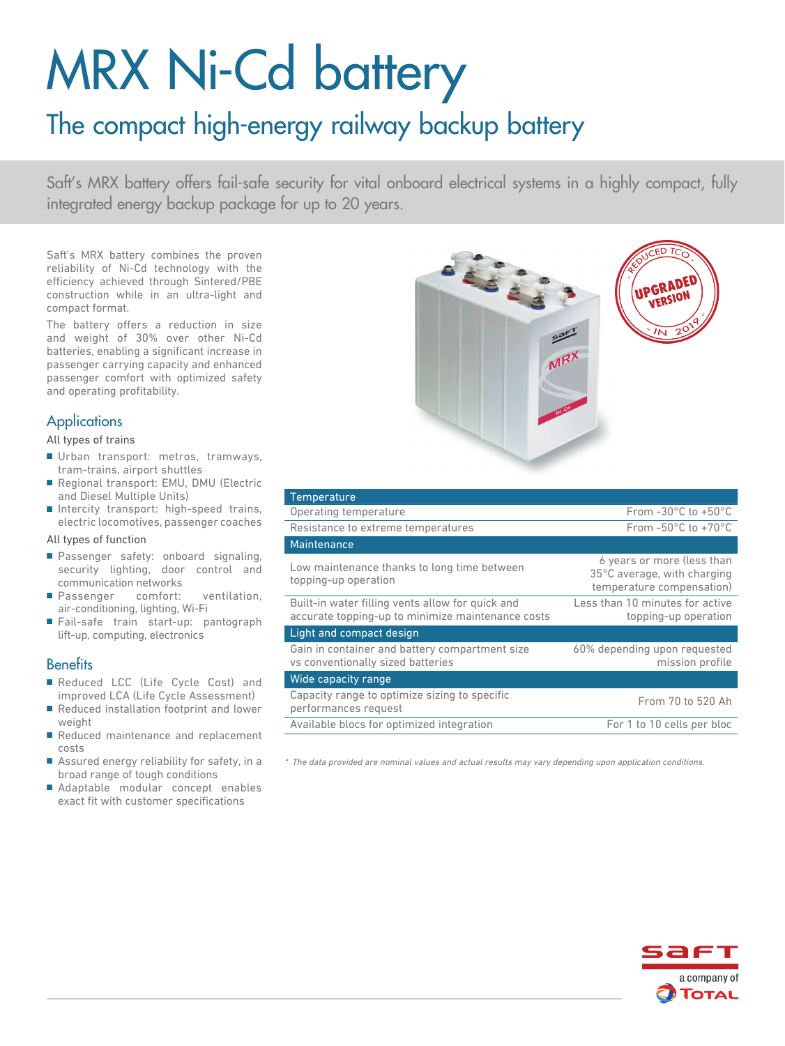# MRX Ni-Cd battery

## The compact high-energy railway backup battery

Saft's MRX battery offers fail-safe security for vital onboard electrical systems in a highly compact, fully integrated energy backup package for up to 20 years.

Saft's MRX battery combines the proven reliability of Ni-Cd technology with the efficiency achieved through Sintered/PBE construction while in an ultra-light and compact format.

The battery offers a reduction in size and weight of 30% over other Ni-Cd batteries, enabling a significant increase in passenger carrying capacity and enhanced passenger comfort with optimized safety and operating profitability.

### Applications

All types of trains

- Urban transport: metros, tramways, tram-trains, airport shuttles
- Regional transport: EMU, DMU (Electric and Diesel Multiple Units)
- Intercity transport: high-speed trains, electric locomotives, passenger coaches

All types of function

- Passenger safety: onboard signaling, security lighting, door control and communication networks
- Passenger comfort: ventilation, air-conditioning, lighting, Wi-Fi
- Fail-safe train start-up: pantograph lift-up, computing, electronics

### Benefits

- Reduced LCC (Life Cycle Cost) and improved LCA (Life Cycle Assessment)
- Reduced installation footprint and lower weight
- Reduced maintenance and replacement costs
- Assured energy reliability for safety, in a broad range of tough conditions
- Adaptable modular concept enables exact fit with customer specifications

REDUCED TCO - UPGRADED VERSION - IN 2019

| Temperature | |
|---|---|
| Operating temperature | From -30°C to +50°C |
| Resistance to extreme temperatures | From -50°C to +70°C |
| **Maintenance** | |
| Low maintenance thanks to long time between topping-up operation | 6 years or more (less than 35°C average, with charging temperature compensation) |
| Built-in water filling vents allow for quick and accurate topping-up to minimize maintenance costs | Less than 10 minutes for active topping-up operation |
| **Light and compact design** | |
| Gain in container and battery compartment size vs conventionally sized batteries | 60% depending upon requested mission profile |
| **Wide capacity range** | |
| Capacity range to optimize sizing to specific performances request | From 70 to 520 Ah |
| Available blocs for optimized integration | For 1 to 10 cells per bloc |

*\* The data provided are nominal values and actual results may vary depending upon application conditions.*

saft a company of TOTAL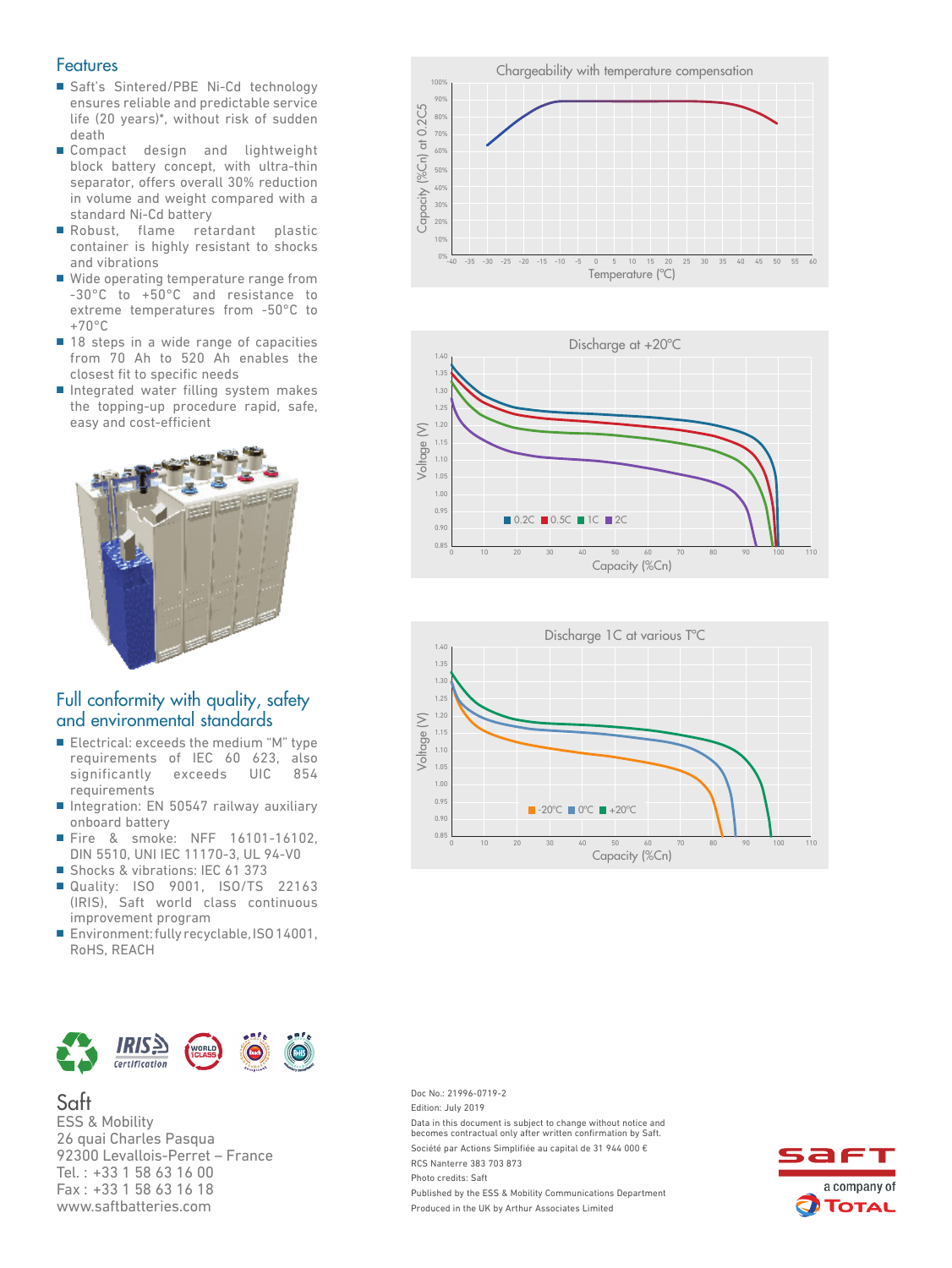## Features

- Saft's Sintered/PBE Ni-Cd technology ensures reliable and predictable service life (20 years)*, without risk of sudden death
- Compact design and lightweight block battery concept, with ultra-thin separator, offers overall 30% reduction in volume and weight compared with a standard Ni-Cd battery
- Robust, flame retardant plastic container is highly resistant to shocks and vibrations
- Wide operating temperature range from -30°C to +50°C and resistance to extreme temperatures from -50°C to +70°C
- 18 steps in a wide range of capacities from 70 Ah to 520 Ah enables the closest fit to specific needs
- Integrated water filling system makes the topping-up procedure rapid, safe, easy and cost-efficient

## Full conformity with quality, safety and environmental standards

- Electrical: exceeds the medium "M" type requirements of IEC 60 623, also significantly exceeds UIC 854 requirements
- Integration: EN 50547 railway auxiliary onboard battery
- Fire & smoke: NFF 16101-16102, DIN 5510, UNI IEC 11170-3, UL 94-V0
- Shocks & vibrations: IEC 61 373
- Quality: ISO 9001, ISO/TS 22163 (IRIS), Saft world class continuous improvement program
- Environment: fully recyclable, ISO 14001, RoHS, REACH

Chargeability with temperature compensation

Capacity (%Cn) at 0.2C5

100%
90%
80%
70%
60%
50%
40%
30%
20%
10%
0%

-40 -35 -30 -25 -20 -15 -10 -5 0 5 10 15 20 25 30 35 40 45 50 55 60

Temperature (°C)

Discharge at +20°C

Voltage (V)

1.40
1.35
1.30
1.25
1.20
1.15
1.10
1.05
1.00
0.95
0.90
0.85

0 10 20 30 40 50 60 70 80 90 100 110

Capacity (%Cn)

0.2C 0.5C 1C 2C

Discharge 1C at various T°C

Voltage (V)

1.40
1.35
1.30
1.25
1.20
1.15
1.10
1.05
1.00
0.95
0.90
0.85

0 10 20 30 40 50 60 70 80 90 100 110

Capacity (%Cn)

-20°C 0°C +20°C

IRIS Certification

WORLD CLASS

Saft
ESS & Mobility
26 quai Charles Pasqua
92300 Levallois-Perret – France
Tel. : +33 1 58 63 16 00
Fax : +33 1 58 63 16 18
www.saftbatteries.com

Doc No.: 21996-0719-2
Edition: July 2019
Data in this document is subject to change without notice and becomes contractual only after written confirmation by Saft.
Société par Actions Simplifiée au capital de 31 944 000 €
RCS Nanterre 383 703 873
Photo credits: Saft
Published by the ESS & Mobility Communications Department
Produced in the UK by Arthur Associates Limited

saft
a company of TOTAL